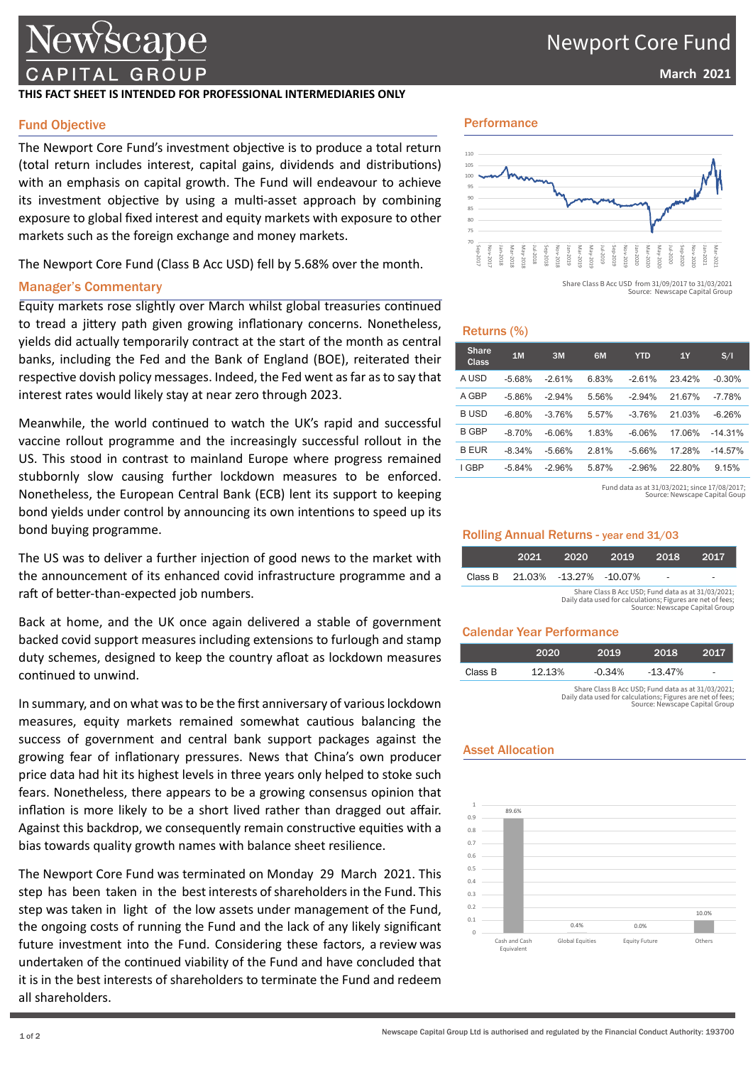# Newport Core Fund

**March 2021**

**THIS FACT SHEET IS INTENDED FOR PROFESSIONAL INTERMEDIARIES ONLY**

## Fund Objective

The Newport Core Fund's investment objective is to produce a total return (total return includes interest, capital gains, dividends and distributions) with an emphasis on capital growth. The Fund will endeavour to achieve its investment objective by using a multi-asset approach by combining exposure to global fixed interest and equity markets with exposure to other markets such as the foreign exchange and money markets.

The Newport Core Fund (Class B Acc USD) fell by 5.68% over the month.

## Manager's Commentary

Equity markets rose slightly over March whilst global treasuries continued to tread a jittery path given growing inflationary concerns. Nonetheless, yields did actually temporarily contract at the start of the month as central banks, including the Fed and the Bank of England (BOE), reiterated their respective dovish policy messages. Indeed, the Fed went as far as to say that interest rates would likely stay at near zero through 2023.

Meanwhile, the world continued to watch the UK's rapid and successful vaccine rollout programme and the increasingly successful rollout in the US. This stood in contrast to mainland Europe where progress remained stubbornly slow causing further lockdown measures to be enforced. Nonetheless, the European Central Bank (ECB) lent its support to keeping bond yields under control by announcing its own intentions to speed up its bond buying programme.

The US was to deliver a further injection of good news to the market with the announcement of its enhanced covid infrastructure programme and a raft of better-than-expected job numbers.

Back at home, and the UK once again delivered a stable of government backed covid support measures including extensions to furlough and stamp duty schemes, designed to keep the country afloat as lockdown measures continued to unwind.

In summary, and on what was to be the first anniversary of various lockdown measures, equity markets remained somewhat cautious balancing the success of government and central bank support packages against the growing fear of inflationary pressures. News that China's own producer price data had hit its highest levels in three years only helped to stoke such fears. Nonetheless, there appears to be a growing consensus opinion that inflation is more likely to be a short lived rather than dragged out affair. Against this backdrop, we consequently remain constructive equities with a bias towards quality growth names with balance sheet resilience.

The Newport Core Fund was terminated on Monday 29 March 2021. This step has been taken in the best interests of shareholders in the Fund. This step was taken in light of the low assets under management of the Fund, the ongoing costs of running the Fund and the lack of any likely significant future investment into the Fund. Considering these factors, a review was undertaken of the continued viability of the Fund and have concluded that it is in the best interests of shareholders to terminate the Fund and redeem all shareholders.

## Performance

Share Class B Acc USD from 31/09/2017 to 31/03/2021
Source: Newscape Capital Group

## Returns (%)

| Share Class | 1M | 3M | 6M | YTD | 1Y | S/I |
|---|---|---|---|---|---|---|
| A USD | -5.68% | -2.61% | 6.83% | -2.61% | 23.42% | -0.30% |
| A GBP | -5.86% | -2.94% | 5.56% | -2.94% | 21.67% | -7.78% |
| B USD | -6.80% | -3.76% | 5.57% | -3.76% | 21.03% | -6.26% |
| B GBP | -8.70% | -6.06% | 1.83% | -6.06% | 17.06% | -14.31% |
| B EUR | -8.34% | -5.66% | 2.81% | -5.66% | 17.28% | -14.57% |
| I GBP | -5.84% | -2.96% | 5.87% | -2.96% | 22.80% | 9.15% |

Fund data as at 31/03/2021; since 17/08/2017;
Source: Newscape Capital Group

## Rolling Annual Returns - year end 31/03

| | 2021 | 2020 | 2019 | 2018 | 2017 |
|---|---|---|---|---|---|
| Class B | 21.03% | -13.27% | -10.07% | - | - |

Share Class B Acc USD; Fund data as at 31/03/2021;
Daily data used for calculations; Figures are net of fees;
Source: Newscape Capital Group

## Calendar Year Performance

| | 2020 | 2019 | 2018 | 2017 |
|---|---|---|---|---|
| Class B | 12.13% | -0.34% | -13.47% | - |

Share Class B Acc USD; Fund data as at 31/03/2021;
Daily data used for calculations; Figures are net of fees;
Source: Newscape Capital Group

## Asset Allocation

| Cash and Cash Equivalent | Global Equities | Equity Future | Others |
|---|---|---|---|
| 89.6% | 0.4% | 0.0% | 10.0% |

Newscape Capital Group Ltd is authorised and regulated by the Financial Conduct Authority: 193700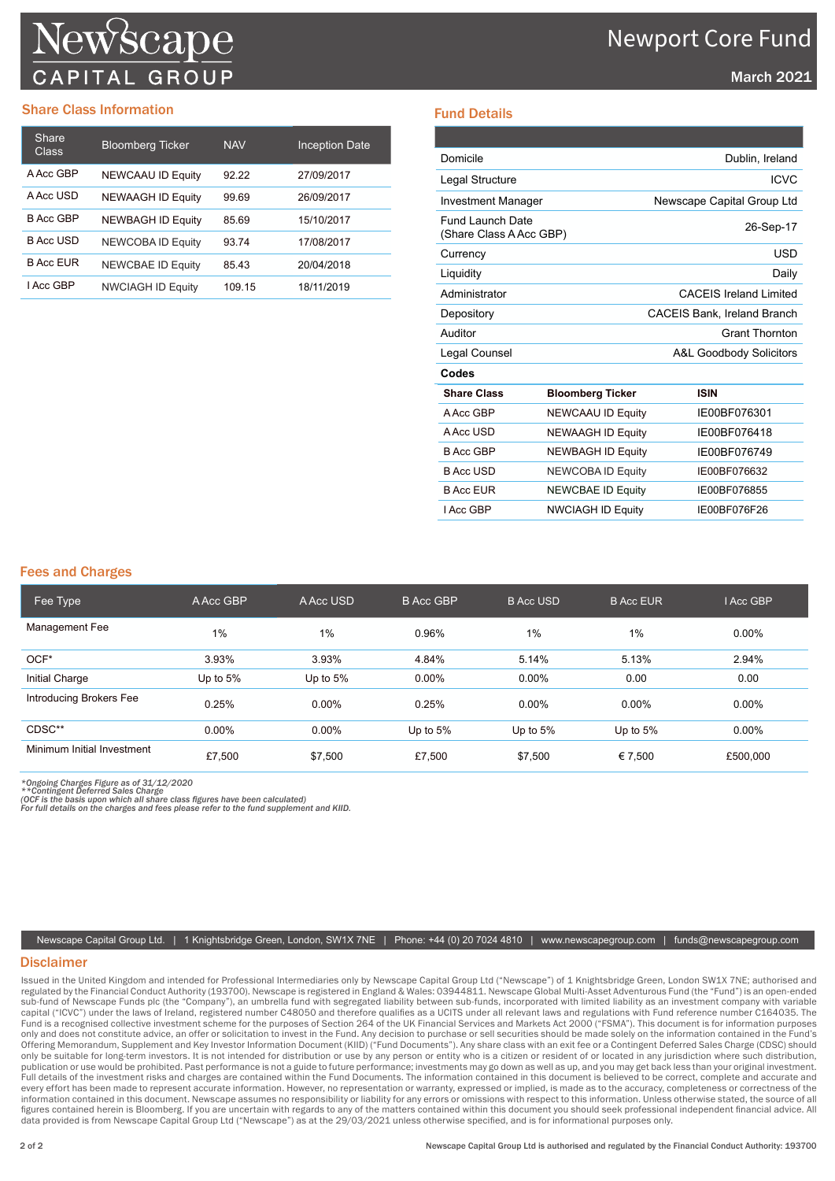# Newport Core Fund

March 2021

## Share Class Information

| Share Class | Bloomberg Ticker | NAV | Inception Date |
|---|---|---|---|
| A Acc GBP | NEWCAAU ID Equity | 92.22 | 27/09/2017 |
| A Acc USD | NEWAAGH ID Equity | 99.69 | 26/09/2017 |
| B Acc GBP | NEWBAGH ID Equity | 85.69 | 15/10/2017 |
| B Acc USD | NEWCOBA ID Equity | 93.74 | 17/08/2017 |
| B Acc EUR | NEWCBAE ID Equity | 85.43 | 20/04/2018 |
| I Acc GBP | NWCIAGH ID Equity | 109.15 | 18/11/2019 |

## Fund Details

| | |
|---|---|
| Domicile | Dublin, Ireland |
| Legal Structure | ICVC |
| Investment Manager | Newscape Capital Group Ltd |
| Fund Launch Date (Share Class A Acc GBP) | 26-Sep-17 |
| Currency | USD |
| Liquidity | Daily |
| Administrator | CACEIS Ireland Limited |
| Depository | CACEIS Bank, Ireland Branch |
| Auditor | Grant Thornton |
| Legal Counsel | A&L Goodbody Solicitors |

**Codes**

| Share Class | Bloomberg Ticker | ISIN |
|---|---|---|
| A Acc GBP | NEWCAAU ID Equity | IE00BF076301 |
| A Acc USD | NEWAAGH ID Equity | IE00BF076418 |
| B Acc GBP | NEWBAGH ID Equity | IE00BF076749 |
| B Acc USD | NEWCOBA ID Equity | IE00BF076632 |
| B Acc EUR | NEWCBAE ID Equity | IE00BF076855 |
| I Acc GBP | NWCIAGH ID Equity | IE00BF076F26 |

## Fees and Charges

| Fee Type | A Acc GBP | A Acc USD | B Acc GBP | B Acc USD | B Acc EUR | I Acc GBP |
|---|---|---|---|---|---|---|
| Management Fee | 1% | 1% | 0.96% | 1% | 1% | 0.00% |
| OCF* | 3.93% | 3.93% | 4.84% | 5.14% | 5.13% | 2.94% |
| Initial Charge | Up to 5% | Up to 5% | 0.00% | 0.00% | 0.00 | 0.00 |
| Introducing Brokers Fee | 0.25% | 0.00% | 0.25% | 0.00% | 0.00% | 0.00% |
| CDSC** | 0.00% | 0.00% | Up to 5% | Up to 5% | Up to 5% | 0.00% |
| Minimum Initial Investment | £7,500 | $7,500 | £7,500 | $7,500 | € 7,500 | £500,000 |

*\*Ongoing Charges Figure as of 31/12/2020*
*\*\*Contingent Deferred Sales Charge*
*(OCF is the basis upon which all share class figures have been calculated)*
*For full details on the charges and fees please refer to the fund supplement and KIID.*

Newscape Capital Group Ltd. | 1 Knightsbridge Green, London, SW1X 7NE | Phone: +44 (0) 20 7024 4810 | www.newscapegroup.com | funds@newscapegroup.com

## Disclaimer

Issued in the United Kingdom and intended for Professional Intermediaries only by Newscape Capital Group Ltd ("Newscape") of 1 Knightsbridge Green, London SW1X 7NE; authorised and regulated by the Financial Conduct Authority (193700). Newscape is registered in England & Wales: 03944811. Newscape Global Multi-Asset Adventurous Fund (the "Fund") is an open-ended sub-fund of Newscape Funds plc (the "Company"), an umbrella fund with segregated liability between sub-funds, incorporated with limited liability as an investment company with variable capital ("ICVC") under the laws of Ireland, registered number C48050 and therefore qualifies as a UCITS under all relevant laws and regulations with Fund reference number C164035. The Fund is a recognised collective investment scheme for the purposes of Section 264 of the UK Financial Services and Markets Act 2000 ("FSMA"). This document is for information purposes only and does not constitute advice, an offer or solicitation to invest in the Fund. Any decision to purchase or sell securities should be made solely on the information contained in the Fund's Offering Memorandum, Supplement and Key Investor Information Document (KIID) ("Fund Documents"). Any share class with an exit fee or a Contingent Deferred Sales Charge (CDSC) should only be suitable for long-term investors. It is not intended for distribution or use by any person or entity who is a citizen or resident of or located in any jurisdiction where such distribution, publication or use would be prohibited. Past performance is not a guide to future performance; investments may go down as well as up, and you may get back less than your original investment. Full details of the investment risks and charges are contained within the Fund Documents. The information contained in this document is believed to be correct, complete and accurate and every effort has been made to represent accurate information. However, no representation or warranty, expressed or implied, is made as to the accuracy, completeness or correctness of the information contained in this document. Newscape assumes no responsibility or liability for any errors or omissions with respect to this information. Unless otherwise stated, the source of all figures contained herein is Bloomberg. If you are uncertain with regards to any of the matters contained within this document you should seek professional independent financial advice. All data provided is from Newscape Capital Group Ltd ("Newscape") as at the 29/03/2021 unless otherwise specified, and is for informational purposes only.

Newscape Capital Group Ltd is authorised and regulated by the Financial Conduct Authority: 193700